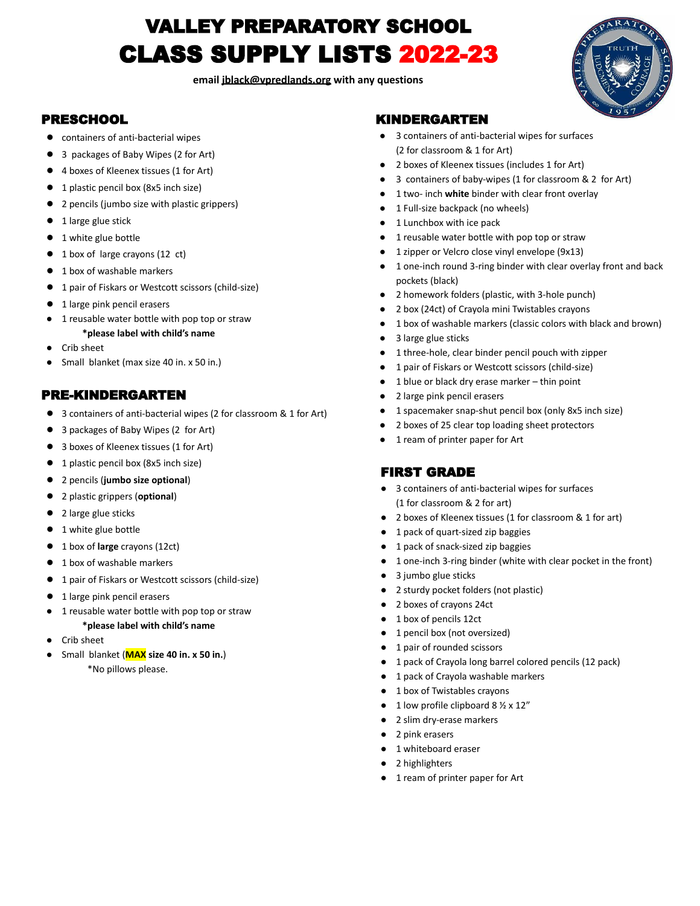# VALLEY PREPARATORY SCHOOL
# CLASS SUPPLY LISTS 2022-23

**email jblack@vpredlands.org with any questions**

## PRESCHOOL

- containers of anti-bacterial wipes
- 3 packages of Baby Wipes (2 for Art)
- 4 boxes of Kleenex tissues (1 for Art)
- 1 plastic pencil box (8x5 inch size)
- 2 pencils (jumbo size with plastic grippers)
- 1 large glue stick
- 1 white glue bottle
- 1 box of large crayons (12 ct)
- 1 box of washable markers
- 1 pair of Fiskars or Westcott scissors (child-size)
- 1 large pink pencil erasers
- 1 reusable water bottle with pop top or straw
  **\*please label with child's name**
- Crib sheet
- Small blanket (max size 40 in. x 50 in.)

## PRE-KINDERGARTEN

- 3 containers of anti-bacterial wipes (2 for classroom & 1 for Art)
- 3 packages of Baby Wipes (2 for Art)
- 3 boxes of Kleenex tissues (1 for Art)
- 1 plastic pencil box (8x5 inch size)
- 2 pencils (**jumbo size optional**)
- 2 plastic grippers (**optional**)
- 2 large glue sticks
- 1 white glue bottle
- 1 box of **large** crayons (12ct)
- 1 box of washable markers
- 1 pair of Fiskars or Westcott scissors (child-size)
- 1 large pink pencil erasers
- 1 reusable water bottle with pop top or straw
  **\*please label with child's name**
- Crib sheet
- Small blanket (**MAX size 40 in. x 50 in.**)
  \*No pillows please.

## KINDERGARTEN

- 3 containers of anti-bacterial wipes for surfaces (2 for classroom & 1 for Art)
- 2 boxes of Kleenex tissues (includes 1 for Art)
- 3 containers of baby-wipes (1 for classroom & 2 for Art)
- 1 two- inch **white** binder with clear front overlay
- 1 Full-size backpack (no wheels)
- 1 Lunchbox with ice pack
- 1 reusable water bottle with pop top or straw
- 1 zipper or Velcro close vinyl envelope (9x13)
- 1 one-inch round 3-ring binder with clear overlay front and back pockets (black)
- 2 homework folders (plastic, with 3-hole punch)
- 2 box (24ct) of Crayola mini Twistables crayons
- 1 box of washable markers (classic colors with black and brown)
- 3 large glue sticks
- 1 three-hole, clear binder pencil pouch with zipper
- 1 pair of Fiskars or Westcott scissors (child-size)
- 1 blue or black dry erase marker – thin point
- 2 large pink pencil erasers
- 1 spacemaker snap-shut pencil box (only 8x5 inch size)
- 2 boxes of 25 clear top loading sheet protectors
- 1 ream of printer paper for Art

## FIRST GRADE

- 3 containers of anti-bacterial wipes for surfaces (1 for classroom & 2 for art)
- 2 boxes of Kleenex tissues (1 for classroom & 1 for art)
- 1 pack of quart-sized zip baggies
- 1 pack of snack-sized zip baggies
- 1 one-inch 3-ring binder (white with clear pocket in the front)
- 3 jumbo glue sticks
- 2 sturdy pocket folders (not plastic)
- 2 boxes of crayons 24ct
- 1 box of pencils 12ct
- 1 pencil box (not oversized)
- 1 pair of rounded scissors
- 1 pack of Crayola long barrel colored pencils (12 pack)
- 1 pack of Crayola washable markers
- 1 box of Twistables crayons
- 1 low profile clipboard 8 ½ x 12"
- 2 slim dry-erase markers
- 2 pink erasers
- 1 whiteboard eraser
- 2 highlighters
- 1 ream of printer paper for Art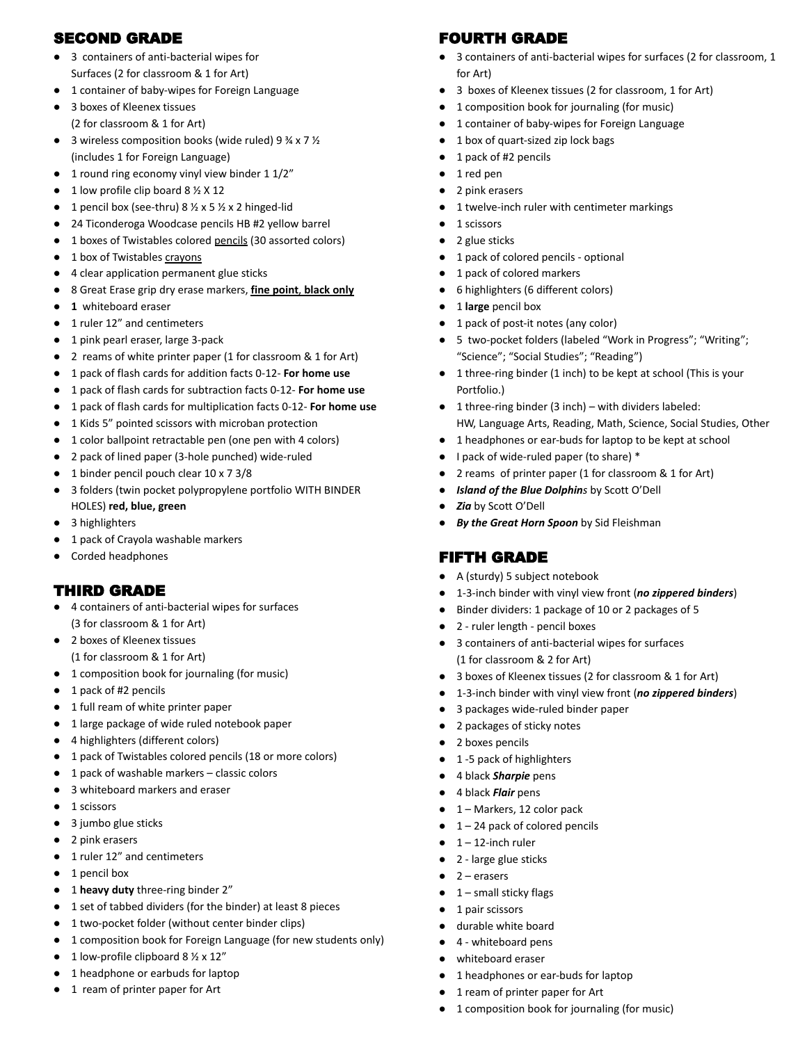## SECOND GRADE

- 3 containers of anti-bacterial wipes for Surfaces (2 for classroom & 1 for Art)
- 1 container of baby-wipes for Foreign Language
- 3 boxes of Kleenex tissues (2 for classroom & 1 for Art)
- 3 wireless composition books (wide ruled) 9 ¾ x 7 ½ (includes 1 for Foreign Language)
- 1 round ring economy vinyl view binder 1 1/2"
- 1 low profile clip board 8 ½ X 12
- 1 pencil box (see-thru) 8 ½ x 5 ½ x 2 hinged-lid
- 24 Ticonderoga Woodcase pencils HB #2 yellow barrel
- 1 boxes of Twistables colored <u>pencils</u> (30 assorted colors)
- 1 box of Twistables <u>crayons</u>
- 4 clear application permanent glue sticks
- 8 Great Erase grip dry erase markers, <u>**fine point**</u>, <u>**black only**</u>
- **1** whiteboard eraser
- 1 ruler 12" and centimeters
- 1 pink pearl eraser, large 3-pack
- 2 reams of white printer paper (1 for classroom & 1 for Art)
- 1 pack of flash cards for addition facts 0-12- **For home use**
- 1 pack of flash cards for subtraction facts 0-12- **For home use**
- 1 pack of flash cards for multiplication facts 0-12- **For home use**
- 1 Kids 5" pointed scissors with microban protection
- 1 color ballpoint retractable pen (one pen with 4 colors)
- 2 pack of lined paper (3-hole punched) wide-ruled
- 1 binder pencil pouch clear 10 x 7 3/8
- 3 folders (twin pocket polypropylene portfolio WITH BINDER HOLES) **red, blue, green**
- 3 highlighters
- 1 pack of Crayola washable markers
- Corded headphones

## THIRD GRADE

- 4 containers of anti-bacterial wipes for surfaces (3 for classroom & 1 for Art)
- 2 boxes of Kleenex tissues (1 for classroom & 1 for Art)
- 1 composition book for journaling (for music)
- 1 pack of #2 pencils
- 1 full ream of white printer paper
- 1 large package of wide ruled notebook paper
- 4 highlighters (different colors)
- 1 pack of Twistables colored pencils (18 or more colors)
- 1 pack of washable markers – classic colors
- 3 whiteboard markers and eraser
- 1 scissors
- 3 jumbo glue sticks
- 2 pink erasers
- 1 ruler 12" and centimeters
- 1 pencil box
- 1 **heavy duty** three-ring binder 2"
- 1 set of tabbed dividers (for the binder) at least 8 pieces
- 1 two-pocket folder (without center binder clips)
- 1 composition book for Foreign Language (for new students only)
- 1 low-profile clipboard 8 ½ x 12"
- 1 headphone or earbuds for laptop
- 1 ream of printer paper for Art

## FOURTH GRADE

- 3 containers of anti-bacterial wipes for surfaces (2 for classroom, 1 for Art)
- 3 boxes of Kleenex tissues (2 for classroom, 1 for Art)
- 1 composition book for journaling (for music)
- 1 container of baby-wipes for Foreign Language
- 1 box of quart-sized zip lock bags
- 1 pack of #2 pencils
- 1 red pen
- 2 pink erasers
- 1 twelve-inch ruler with centimeter markings
- 1 scissors
- 2 glue sticks
- 1 pack of colored pencils - optional
- 1 pack of colored markers
- 6 highlighters (6 different colors)
- 1 **large** pencil box
- 1 pack of post-it notes (any color)
- 5 two-pocket folders (labeled "Work in Progress"; "Writing"; "Science"; "Social Studies"; "Reading")
- 1 three-ring binder (1 inch) to be kept at school (This is your Portfolio.)
- 1 three-ring binder (3 inch) – with dividers labeled: HW, Language Arts, Reading, Math, Science, Social Studies, Other
- 1 headphones or ear-buds for laptop to be kept at school
- I pack of wide-ruled paper (to share) *
- 2 reams of printer paper (1 for classroom & 1 for Art)
- ***Island of the Blue Dolphins*** by Scott O'Dell
- ***Zia*** by Scott O'Dell
- ***By the Great Horn Spoon*** by Sid Fleishman

## FIFTH GRADE

- A (sturdy) 5 subject notebook
- 1-3-inch binder with vinyl view front (***no zippered binders***)
- Binder dividers: 1 package of 10 or 2 packages of 5
- 2 - ruler length - pencil boxes
- 3 containers of anti-bacterial wipes for surfaces (1 for classroom & 2 for Art)
- 3 boxes of Kleenex tissues (2 for classroom & 1 for Art)
- 1-3-inch binder with vinyl view front (***no zippered binders***)
- 3 packages wide-ruled binder paper
- 2 packages of sticky notes
- 2 boxes pencils
- 1 -5 pack of highlighters
- 4 black ***Sharpie*** pens
- 4 black ***Flair*** pens
- 1 – Markers, 12 color pack
- 1 – 24 pack of colored pencils
- 1 – 12-inch ruler
- 2 - large glue sticks
- 2 – erasers
- 1 – small sticky flags
- 1 pair scissors
- durable white board
- 4 - whiteboard pens
- whiteboard eraser
- 1 headphones or ear-buds for laptop
- 1 ream of printer paper for Art
- 1 composition book for journaling (for music)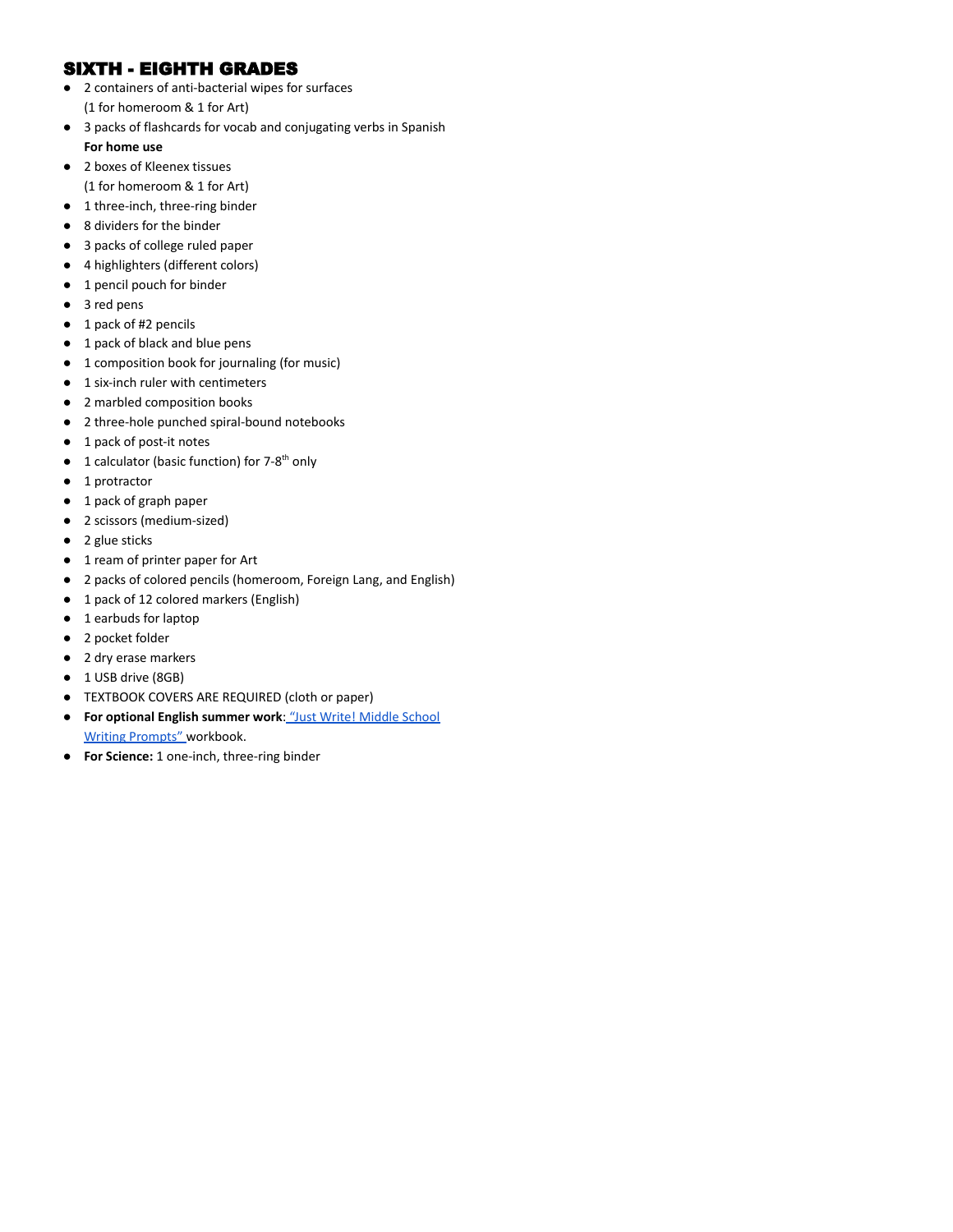## SIXTH - EIGHTH GRADES

- 2 containers of anti-bacterial wipes for surfaces (1 for homeroom & 1 for Art)
- 3 packs of flashcards for vocab and conjugating verbs in Spanish **For home use**
- 2 boxes of Kleenex tissues (1 for homeroom & 1 for Art)
- 1 three-inch, three-ring binder
- 8 dividers for the binder
- 3 packs of college ruled paper
- 4 highlighters (different colors)
- 1 pencil pouch for binder
- 3 red pens
- 1 pack of #2 pencils
- 1 pack of black and blue pens
- 1 composition book for journaling (for music)
- 1 six-inch ruler with centimeters
- 2 marbled composition books
- 2 three-hole punched spiral-bound notebooks
- 1 pack of post-it notes
- 1 calculator (basic function) for 7-8th only
- 1 protractor
- 1 pack of graph paper
- 2 scissors (medium-sized)
- 2 glue sticks
- 1 ream of printer paper for Art
- 2 packs of colored pencils (homeroom, Foreign Lang, and English)
- 1 pack of 12 colored markers (English)
- 1 earbuds for laptop
- 2 pocket folder
- 2 dry erase markers
- 1 USB drive (8GB)
- TEXTBOOK COVERS ARE REQUIRED (cloth or paper)
- **For optional English summer work**: "Just Write! Middle School Writing Prompts" workbook.
- **For Science:** 1 one-inch, three-ring binder